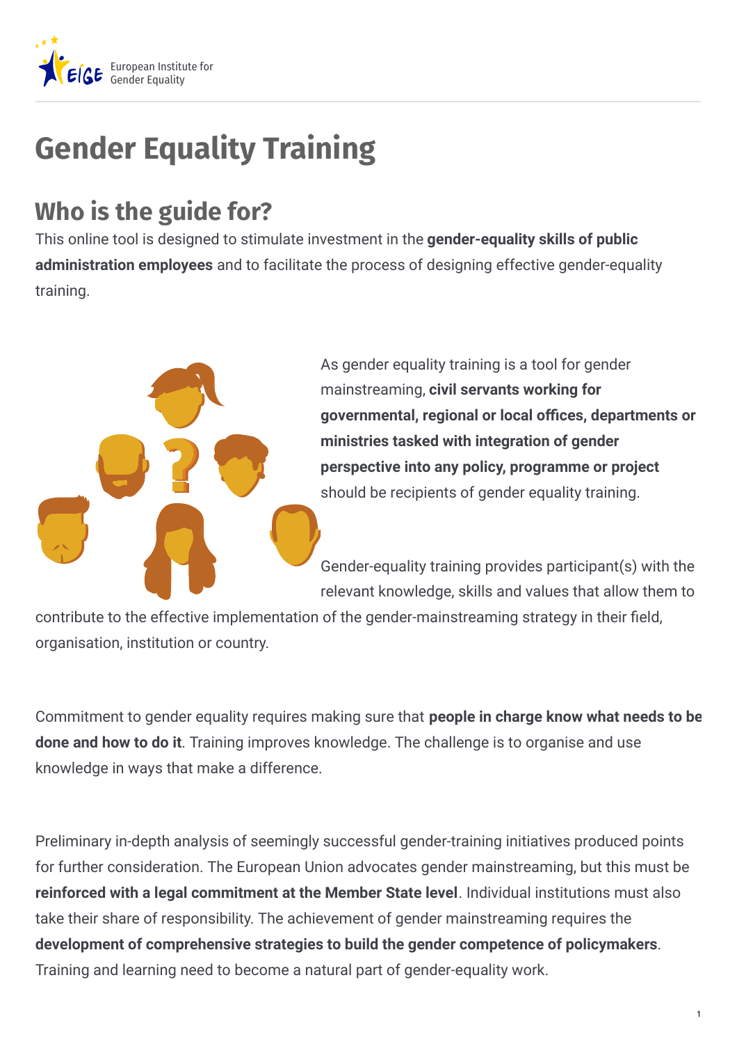# Gender Equality Training

## Who is the guide for?

This online tool is designed to stimulate investment in the **gender-equality skills of public administration employees** and to facilitate the process of designing effective gender-equality training.

As gender equality training is a tool for gender mainstreaming, **civil servants working for governmental, regional or local offices, departments or ministries tasked with integration of gender perspective into any policy, programme or project** should be recipients of gender equality training.

Gender-equality training provides participant(s) with the relevant knowledge, skills and values that allow them to contribute to the effective implementation of the gender-mainstreaming strategy in their field, organisation, institution or country.

Commitment to gender equality requires making sure that **people in charge know what needs to be done and how to do it**. Training improves knowledge. The challenge is to organise and use knowledge in ways that make a difference.

Preliminary in-depth analysis of seemingly successful gender-training initiatives produced points for further consideration. The European Union advocates gender mainstreaming, but this must be **reinforced with a legal commitment at the Member State level**. Individual institutions must also take their share of responsibility. The achievement of gender mainstreaming requires the **development of comprehensive strategies to build the gender competence of policymakers**. Training and learning need to become a natural part of gender-equality work.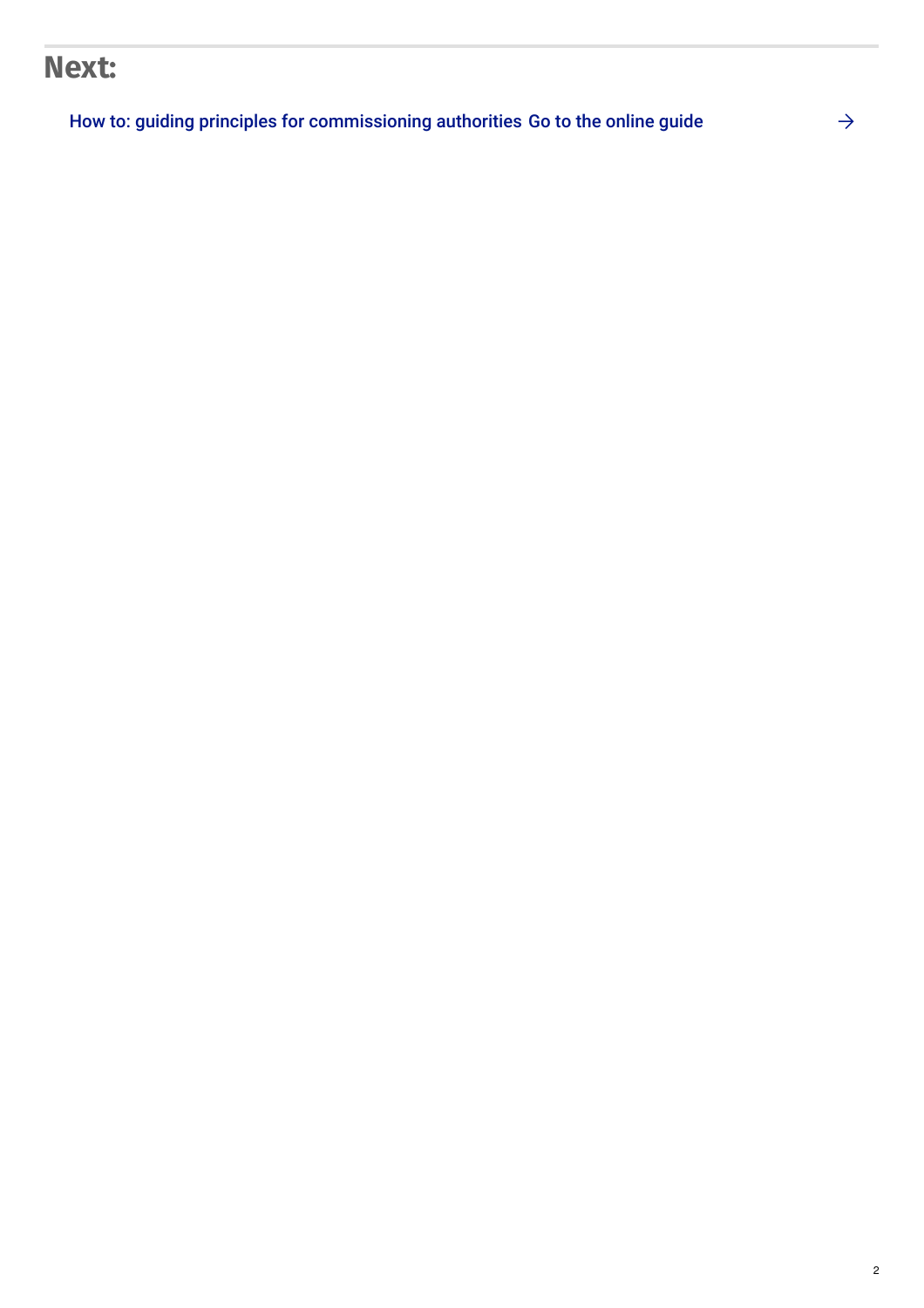## Next:

How to: guiding principles for commissioning authorities Go to the online guide →